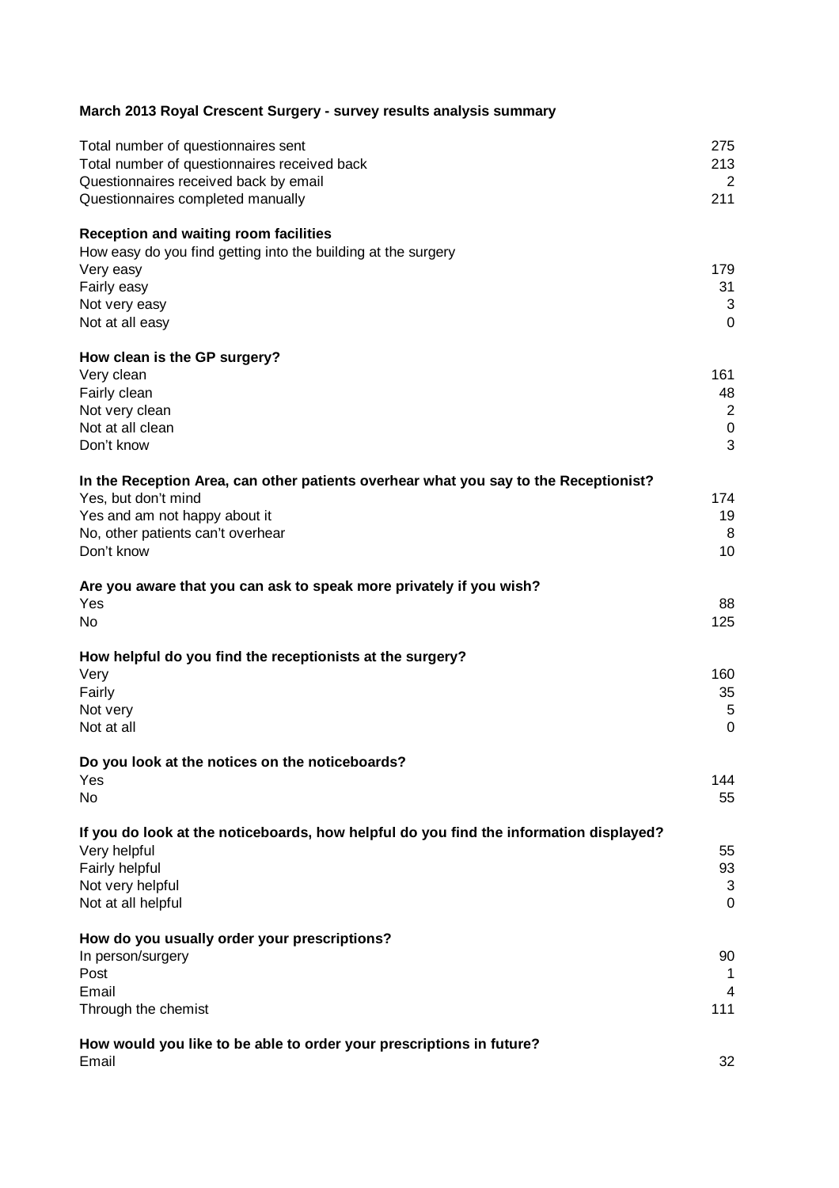**March 2013 Royal Crescent Surgery - survey results analysis summary**

| | |
|---|---|
| Total number of questionnaires sent | 275 |
| Total number of questionnaires received back | 213 |
| Questionnaires received back by email | 2 |
| Questionnaires completed manually | 211 |

**Reception and waiting room facilities**

| How easy do you find getting into the building at the surgery | |
|---|---|
| Very easy | 179 |
| Fairly easy | 31 |
| Not very easy | 3 |
| Not at all easy | 0 |

**How clean is the GP surgery?**

| | |
|---|---|
| Very clean | 161 |
| Fairly clean | 48 |
| Not very clean | 2 |
| Not at all clean | 0 |
| Don't know | 3 |

**In the Reception Area, can other patients overhear what you say to the Receptionist?**

| | |
|---|---|
| Yes, but don't mind | 174 |
| Yes and am not happy about it | 19 |
| No, other patients can't overhear | 8 |
| Don't know | 10 |

**Are you aware that you can ask to speak more privately if you wish?**

| | |
|---|---|
| Yes | 88 |
| No | 125 |

**How helpful do you find the receptionists at the surgery?**

| | |
|---|---|
| Very | 160 |
| Fairly | 35 |
| Not very | 5 |
| Not at all | 0 |

**Do you look at the notices on the noticeboards?**

| | |
|---|---|
| Yes | 144 |
| No | 55 |

**If you do look at the noticeboards, how helpful do you find the information displayed?**

| | |
|---|---|
| Very helpful | 55 |
| Fairly helpful | 93 |
| Not very helpful | 3 |
| Not at all helpful | 0 |

**How do you usually order your prescriptions?**

| | |
|---|---|
| In person/surgery | 90 |
| Post | 1 |
| Email | 4 |
| Through the chemist | 111 |

**How would you like to be able to order your prescriptions in future?**

| | |
|---|---|
| Email | 32 |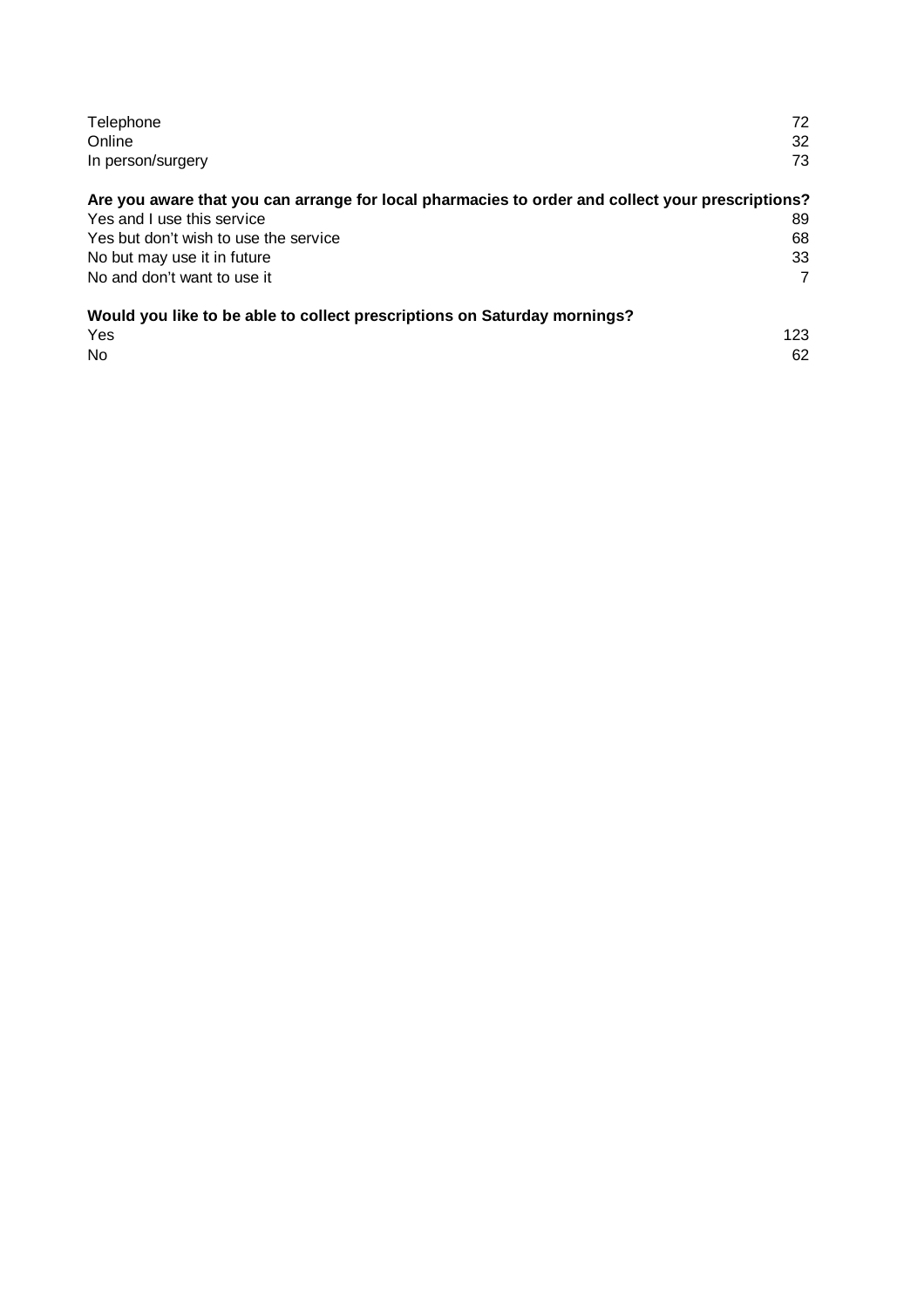| | |
|---|---|
| Telephone | 72 |
| Online | 32 |
| In person/surgery | 73 |

**Are you aware that you can arrange for local pharmacies to order and collect your prescriptions?**

| | |
|---|---|
| Yes and I use this service | 89 |
| Yes but don't wish to use the service | 68 |
| No but may use it in future | 33 |
| No and don't want to use it | 7 |

**Would you like to be able to collect prescriptions on Saturday mornings?**

| | |
|---|---|
| Yes | 123 |
| No | 62 |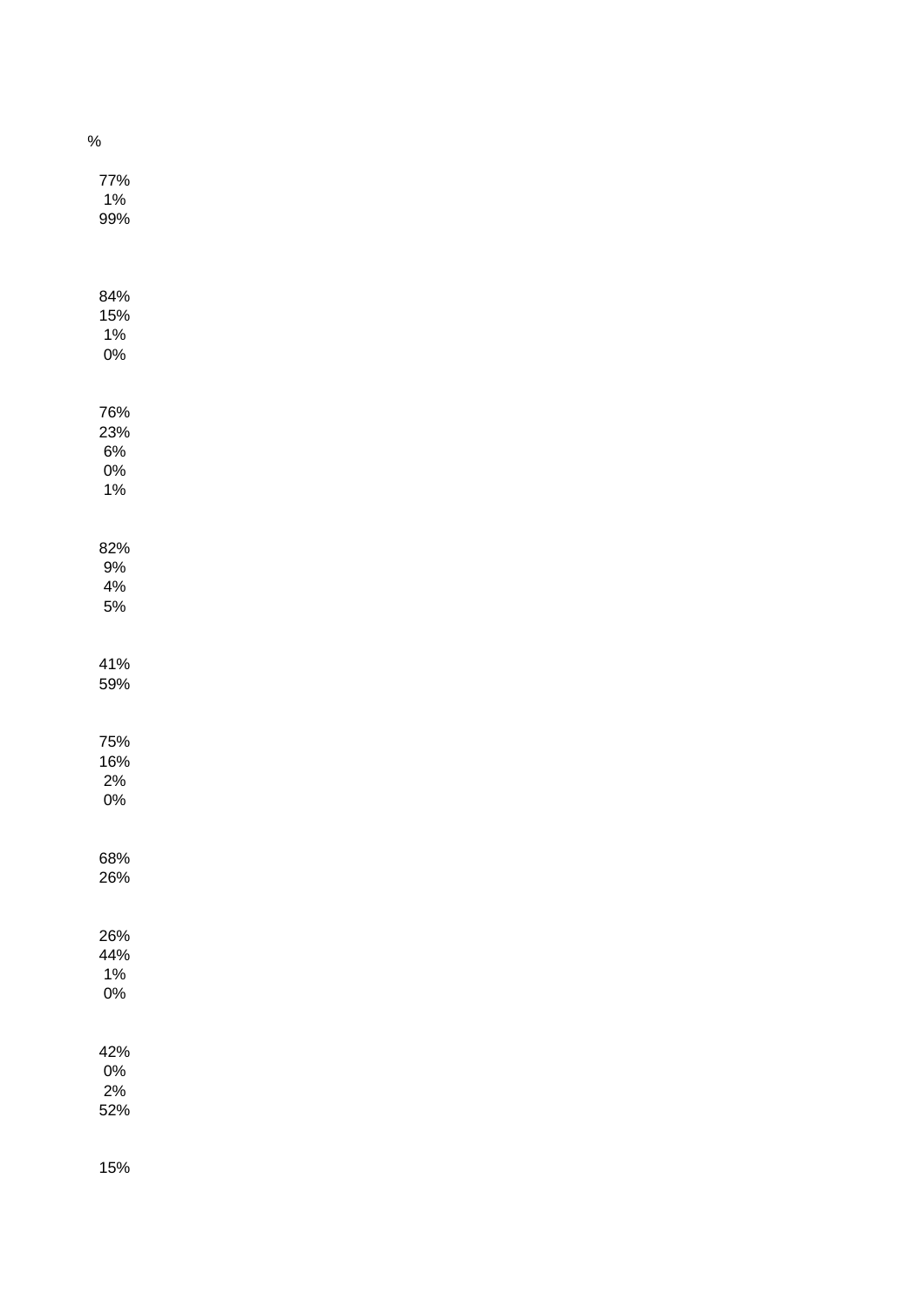%

77%
1%
99%

84%
15%
1%
0%

76%
23%
6%
0%
1%

82%
9%
4%
5%

41%
59%

75%
16%
2%
0%

68%
26%

26%
44%
1%
0%

42%
0%
2%
52%

15%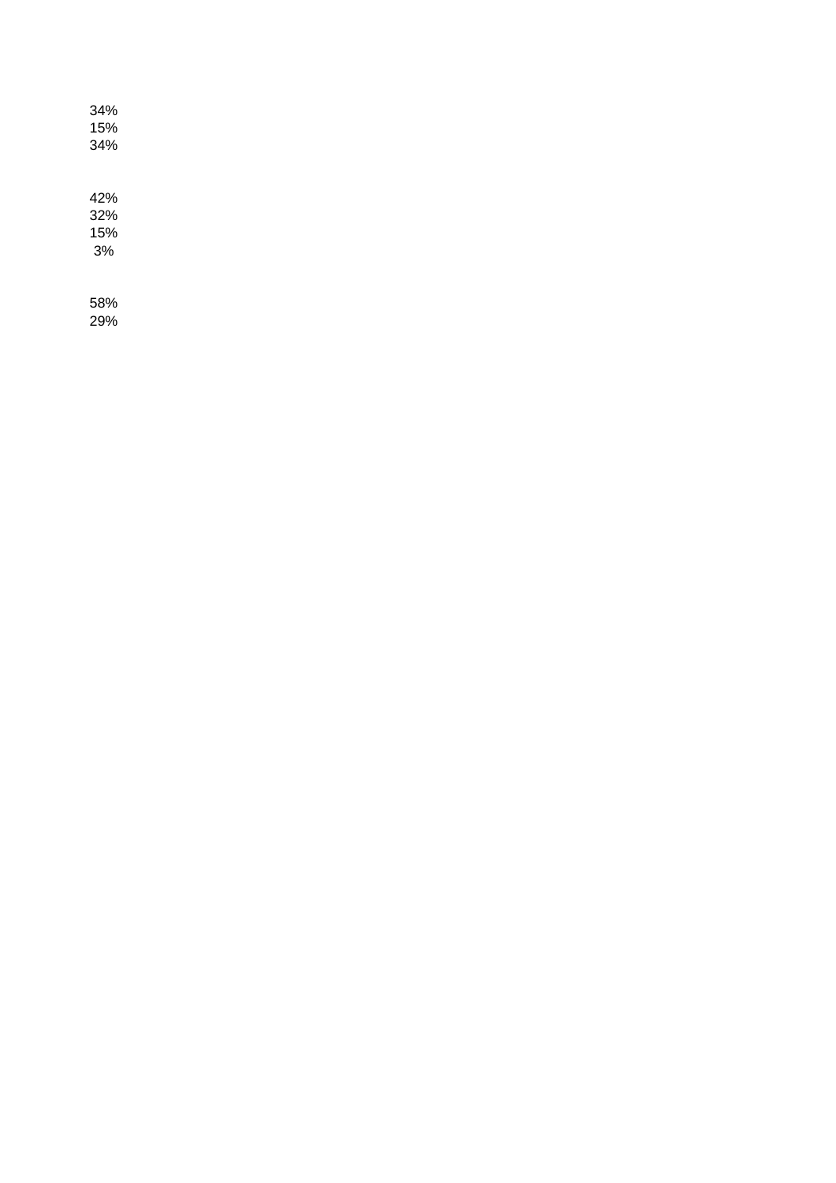34%
15%
34%

42%
32%
15%
3%

58%
29%